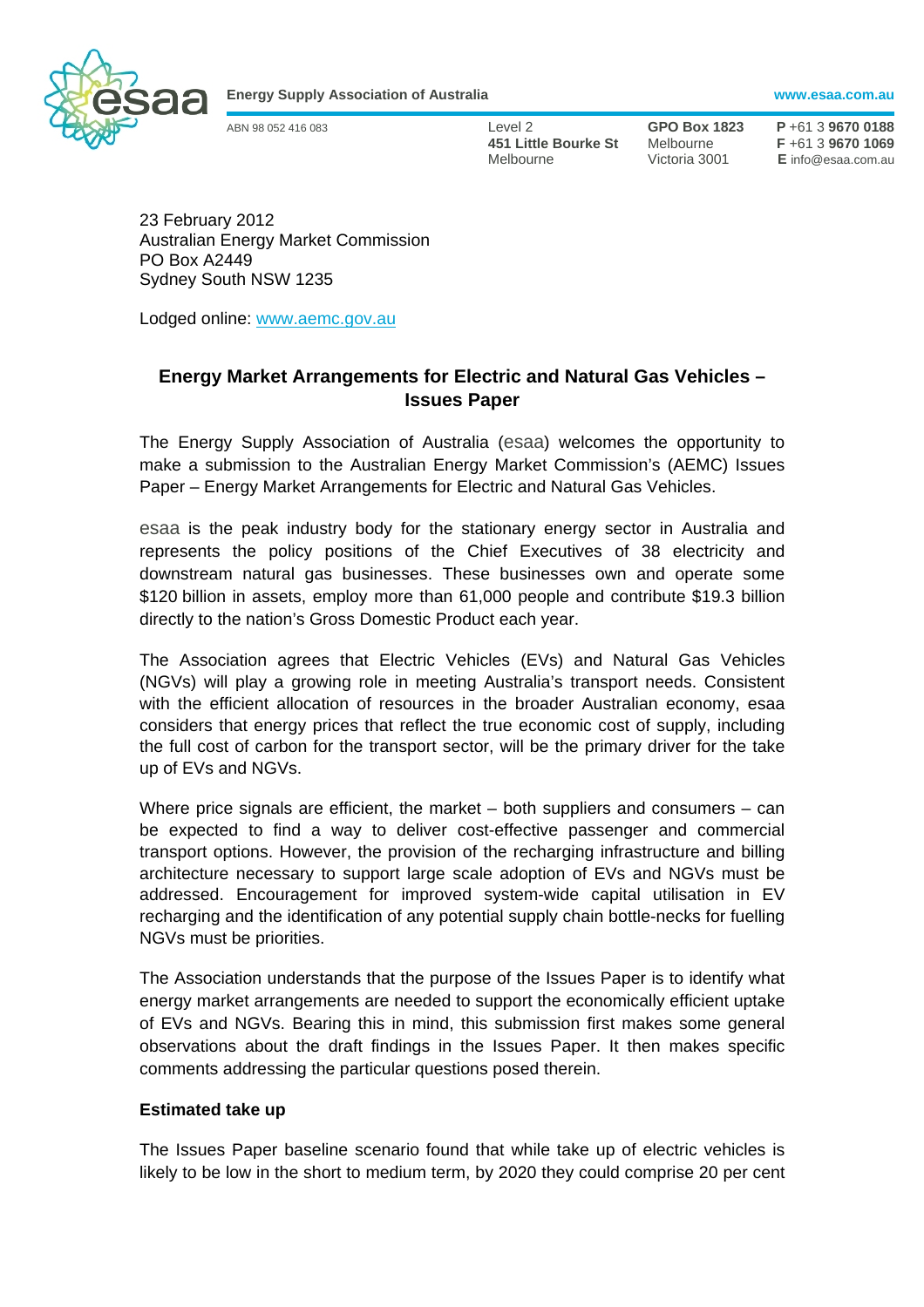**Energy Supply Association of Australia** www.esaa.com.au

ABN 98 052 416 083

Level 2
**451 Little Bourke St**
Melbourne

**GPO Box 1823**
Melbourne
Victoria 3001

**P** +61 3 **9670 0188**
**F** +61 3 **9670 1069**
**E** info@esaa.com.au

23 February 2012
Australian Energy Market Commission
PO Box A2449
Sydney South NSW 1235

Lodged online: www.aemc.gov.au

## Energy Market Arrangements for Electric and Natural Gas Vehicles – Issues Paper

The Energy Supply Association of Australia (esaa) welcomes the opportunity to make a submission to the Australian Energy Market Commission's (AEMC) Issues Paper – Energy Market Arrangements for Electric and Natural Gas Vehicles.

esaa is the peak industry body for the stationary energy sector in Australia and represents the policy positions of the Chief Executives of 38 electricity and downstream natural gas businesses. These businesses own and operate some $120 billion in assets, employ more than 61,000 people and contribute $19.3 billion directly to the nation's Gross Domestic Product each year.

The Association agrees that Electric Vehicles (EVs) and Natural Gas Vehicles (NGVs) will play a growing role in meeting Australia's transport needs. Consistent with the efficient allocation of resources in the broader Australian economy, esaa considers that energy prices that reflect the true economic cost of supply, including the full cost of carbon for the transport sector, will be the primary driver for the take up of EVs and NGVs.

Where price signals are efficient, the market – both suppliers and consumers – can be expected to find a way to deliver cost-effective passenger and commercial transport options. However, the provision of the recharging infrastructure and billing architecture necessary to support large scale adoption of EVs and NGVs must be addressed. Encouragement for improved system-wide capital utilisation in EV recharging and the identification of any potential supply chain bottle-necks for fuelling NGVs must be priorities.

The Association understands that the purpose of the Issues Paper is to identify what energy market arrangements are needed to support the economically efficient uptake of EVs and NGVs. Bearing this in mind, this submission first makes some general observations about the draft findings in the Issues Paper. It then makes specific comments addressing the particular questions posed therein.

### Estimated take up

The Issues Paper baseline scenario found that while take up of electric vehicles is likely to be low in the short to medium term, by 2020 they could comprise 20 per cent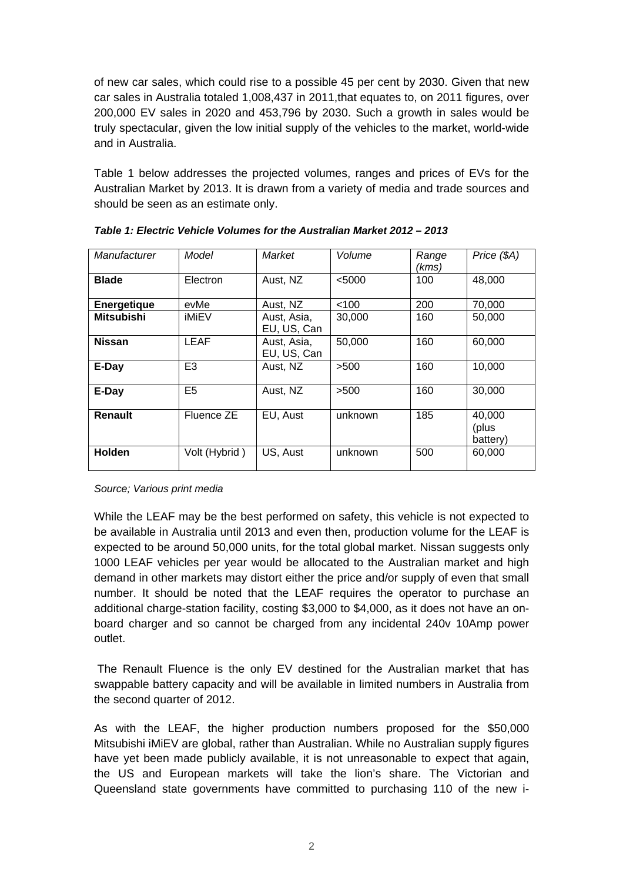of new car sales, which could rise to a possible 45 per cent by 2030. Given that new car sales in Australia totaled 1,008,437 in 2011,that equates to, on 2011 figures, over 200,000 EV sales in 2020 and 453,796 by 2030. Such a growth in sales would be truly spectacular, given the low initial supply of the vehicles to the market, world-wide and in Australia.

Table 1 below addresses the projected volumes, ranges and prices of EVs for the Australian Market by 2013. It is drawn from a variety of media and trade sources and should be seen as an estimate only.

***Table 1: Electric Vehicle Volumes for the Australian Market 2012 – 2013***

| *Manufacturer* | *Model* | *Market* | *Volume* | *Range (kms)* | *Price ($A)* |
|---|---|---|---|---|---|
| **Blade** | Electron | Aust, NZ | <5000 | 100 | 48,000 |
| **Energetique** | evMe | Aust, NZ | <100 | 200 | 70,000 |
| **Mitsubishi** | iMiEV | Aust, Asia, EU, US, Can | 30,000 | 160 | 50,000 |
| **Nissan** | LEAF | Aust, Asia, EU, US, Can | 50,000 | 160 | 60,000 |
| **E-Day** | E3 | Aust, NZ | >500 | 160 | 10,000 |
| **E-Day** | E5 | Aust, NZ | >500 | 160 | 30,000 |
| **Renault** | Fluence ZE | EU, Aust | unknown | 185 | 40,000 (plus battery) |
| **Holden** | Volt (Hybrid ) | US, Aust | unknown | 500 | 60,000 |

*Source; Various print media*

While the LEAF may be the best performed on safety, this vehicle is not expected to be available in Australia until 2013 and even then, production volume for the LEAF is expected to be around 50,000 units, for the total global market. Nissan suggests only 1000 LEAF vehicles per year would be allocated to the Australian market and high demand in other markets may distort either the price and/or supply of even that small number. It should be noted that the LEAF requires the operator to purchase an additional charge-station facility, costing $3,000 to $4,000, as it does not have an on-board charger and so cannot be charged from any incidental 240v 10Amp power outlet.

The Renault Fluence is the only EV destined for the Australian market that has swappable battery capacity and will be available in limited numbers in Australia from the second quarter of 2012.

As with the LEAF, the higher production numbers proposed for the $50,000 Mitsubishi iMiEV are global, rather than Australian. While no Australian supply figures have yet been made publicly available, it is not unreasonable to expect that again, the US and European markets will take the lion's share. The Victorian and Queensland state governments have committed to purchasing 110 of the new i-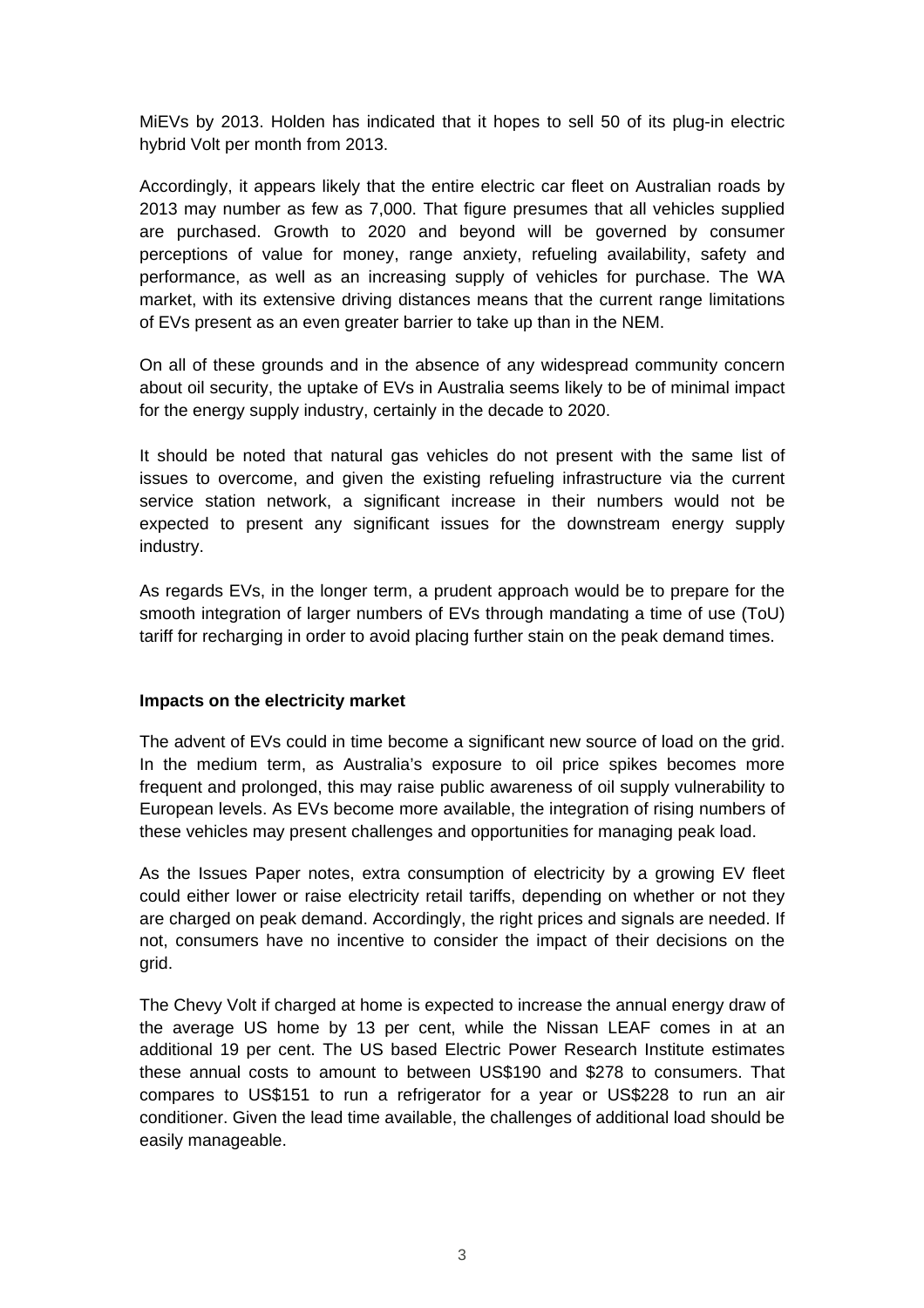MiEVs by 2013. Holden has indicated that it hopes to sell 50 of its plug-in electric hybrid Volt per month from 2013.

Accordingly, it appears likely that the entire electric car fleet on Australian roads by 2013 may number as few as 7,000. That figure presumes that all vehicles supplied are purchased. Growth to 2020 and beyond will be governed by consumer perceptions of value for money, range anxiety, refueling availability, safety and performance, as well as an increasing supply of vehicles for purchase. The WA market, with its extensive driving distances means that the current range limitations of EVs present as an even greater barrier to take up than in the NEM.

On all of these grounds and in the absence of any widespread community concern about oil security, the uptake of EVs in Australia seems likely to be of minimal impact for the energy supply industry, certainly in the decade to 2020.

It should be noted that natural gas vehicles do not present with the same list of issues to overcome, and given the existing refueling infrastructure via the current service station network, a significant increase in their numbers would not be expected to present any significant issues for the downstream energy supply industry.

As regards EVs, in the longer term, a prudent approach would be to prepare for the smooth integration of larger numbers of EVs through mandating a time of use (ToU) tariff for recharging in order to avoid placing further stain on the peak demand times.

**Impacts on the electricity market**

The advent of EVs could in time become a significant new source of load on the grid. In the medium term, as Australia's exposure to oil price spikes becomes more frequent and prolonged, this may raise public awareness of oil supply vulnerability to European levels. As EVs become more available, the integration of rising numbers of these vehicles may present challenges and opportunities for managing peak load.

As the Issues Paper notes, extra consumption of electricity by a growing EV fleet could either lower or raise electricity retail tariffs, depending on whether or not they are charged on peak demand. Accordingly, the right prices and signals are needed. If not, consumers have no incentive to consider the impact of their decisions on the grid.

The Chevy Volt if charged at home is expected to increase the annual energy draw of the average US home by 13 per cent, while the Nissan LEAF comes in at an additional 19 per cent. The US based Electric Power Research Institute estimates these annual costs to amount to between US$190 and $278 to consumers. That compares to US$151 to run a refrigerator for a year or US$228 to run an air conditioner. Given the lead time available, the challenges of additional load should be easily manageable.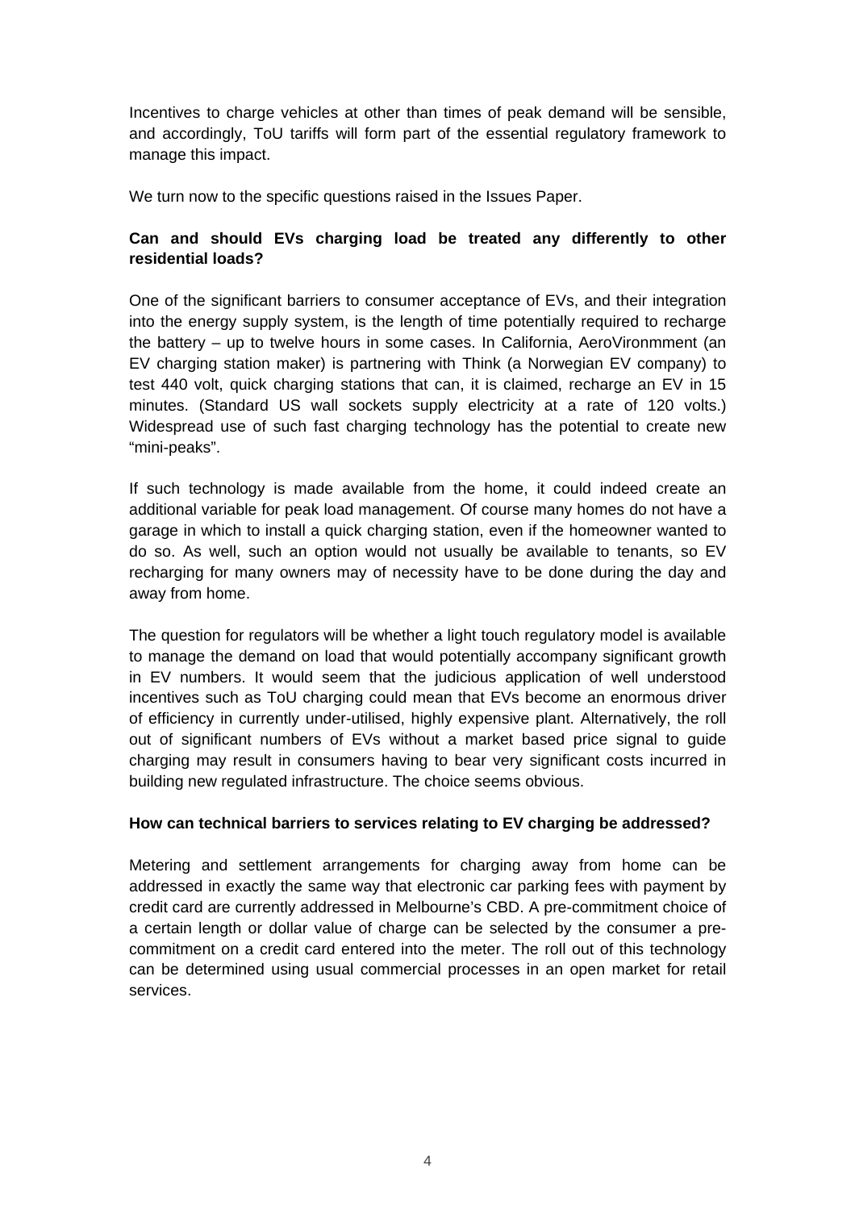Incentives to charge vehicles at other than times of peak demand will be sensible, and accordingly, ToU tariffs will form part of the essential regulatory framework to manage this impact.

We turn now to the specific questions raised in the Issues Paper.

**Can and should EVs charging load be treated any differently to other residential loads?**

One of the significant barriers to consumer acceptance of EVs, and their integration into the energy supply system, is the length of time potentially required to recharge the battery – up to twelve hours in some cases. In California, AeroVironmment (an EV charging station maker) is partnering with Think (a Norwegian EV company) to test 440 volt, quick charging stations that can, it is claimed, recharge an EV in 15 minutes. (Standard US wall sockets supply electricity at a rate of 120 volts.) Widespread use of such fast charging technology has the potential to create new "mini-peaks".

If such technology is made available from the home, it could indeed create an additional variable for peak load management. Of course many homes do not have a garage in which to install a quick charging station, even if the homeowner wanted to do so. As well, such an option would not usually be available to tenants, so EV recharging for many owners may of necessity have to be done during the day and away from home.

The question for regulators will be whether a light touch regulatory model is available to manage the demand on load that would potentially accompany significant growth in EV numbers. It would seem that the judicious application of well understood incentives such as ToU charging could mean that EVs become an enormous driver of efficiency in currently under-utilised, highly expensive plant. Alternatively, the roll out of significant numbers of EVs without a market based price signal to guide charging may result in consumers having to bear very significant costs incurred in building new regulated infrastructure. The choice seems obvious.

**How can technical barriers to services relating to EV charging be addressed?**

Metering and settlement arrangements for charging away from home can be addressed in exactly the same way that electronic car parking fees with payment by credit card are currently addressed in Melbourne's CBD. A pre-commitment choice of a certain length or dollar value of charge can be selected by the consumer a pre-commitment on a credit card entered into the meter. The roll out of this technology can be determined using usual commercial processes in an open market for retail services.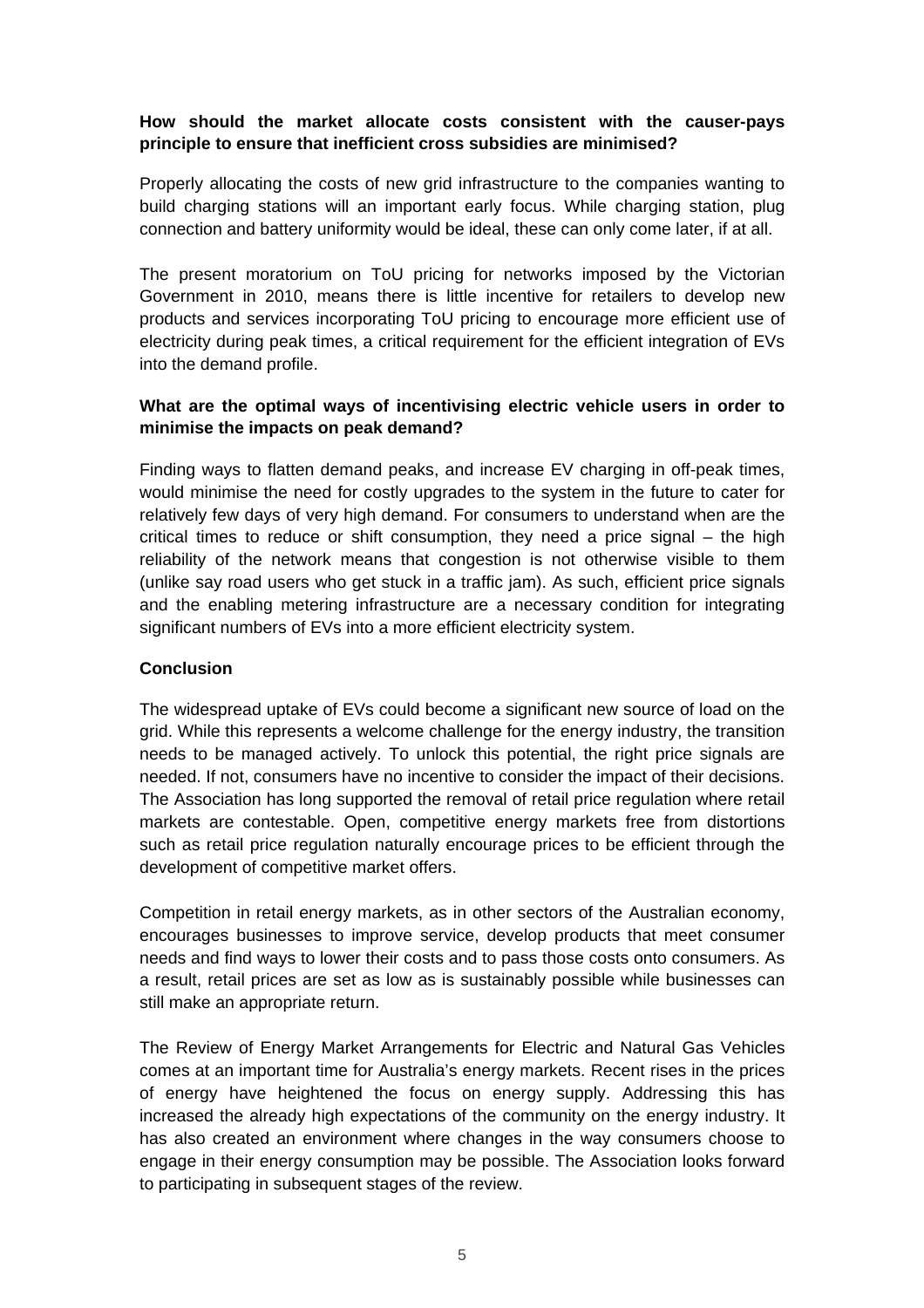**How should the market allocate costs consistent with the causer-pays principle to ensure that inefficient cross subsidies are minimised?**

Properly allocating the costs of new grid infrastructure to the companies wanting to build charging stations will an important early focus. While charging station, plug connection and battery uniformity would be ideal, these can only come later, if at all.

The present moratorium on ToU pricing for networks imposed by the Victorian Government in 2010, means there is little incentive for retailers to develop new products and services incorporating ToU pricing to encourage more efficient use of electricity during peak times, a critical requirement for the efficient integration of EVs into the demand profile.

**What are the optimal ways of incentivising electric vehicle users in order to minimise the impacts on peak demand?**

Finding ways to flatten demand peaks, and increase EV charging in off-peak times, would minimise the need for costly upgrades to the system in the future to cater for relatively few days of very high demand. For consumers to understand when are the critical times to reduce or shift consumption, they need a price signal – the high reliability of the network means that congestion is not otherwise visible to them (unlike say road users who get stuck in a traffic jam). As such, efficient price signals and the enabling metering infrastructure are a necessary condition for integrating significant numbers of EVs into a more efficient electricity system.

**Conclusion**

The widespread uptake of EVs could become a significant new source of load on the grid. While this represents a welcome challenge for the energy industry, the transition needs to be managed actively. To unlock this potential, the right price signals are needed. If not, consumers have no incentive to consider the impact of their decisions. The Association has long supported the removal of retail price regulation where retail markets are contestable. Open, competitive energy markets free from distortions such as retail price regulation naturally encourage prices to be efficient through the development of competitive market offers.

Competition in retail energy markets, as in other sectors of the Australian economy, encourages businesses to improve service, develop products that meet consumer needs and find ways to lower their costs and to pass those costs onto consumers. As a result, retail prices are set as low as is sustainably possible while businesses can still make an appropriate return.

The Review of Energy Market Arrangements for Electric and Natural Gas Vehicles comes at an important time for Australia's energy markets. Recent rises in the prices of energy have heightened the focus on energy supply. Addressing this has increased the already high expectations of the community on the energy industry. It has also created an environment where changes in the way consumers choose to engage in their energy consumption may be possible. The Association looks forward to participating in subsequent stages of the review.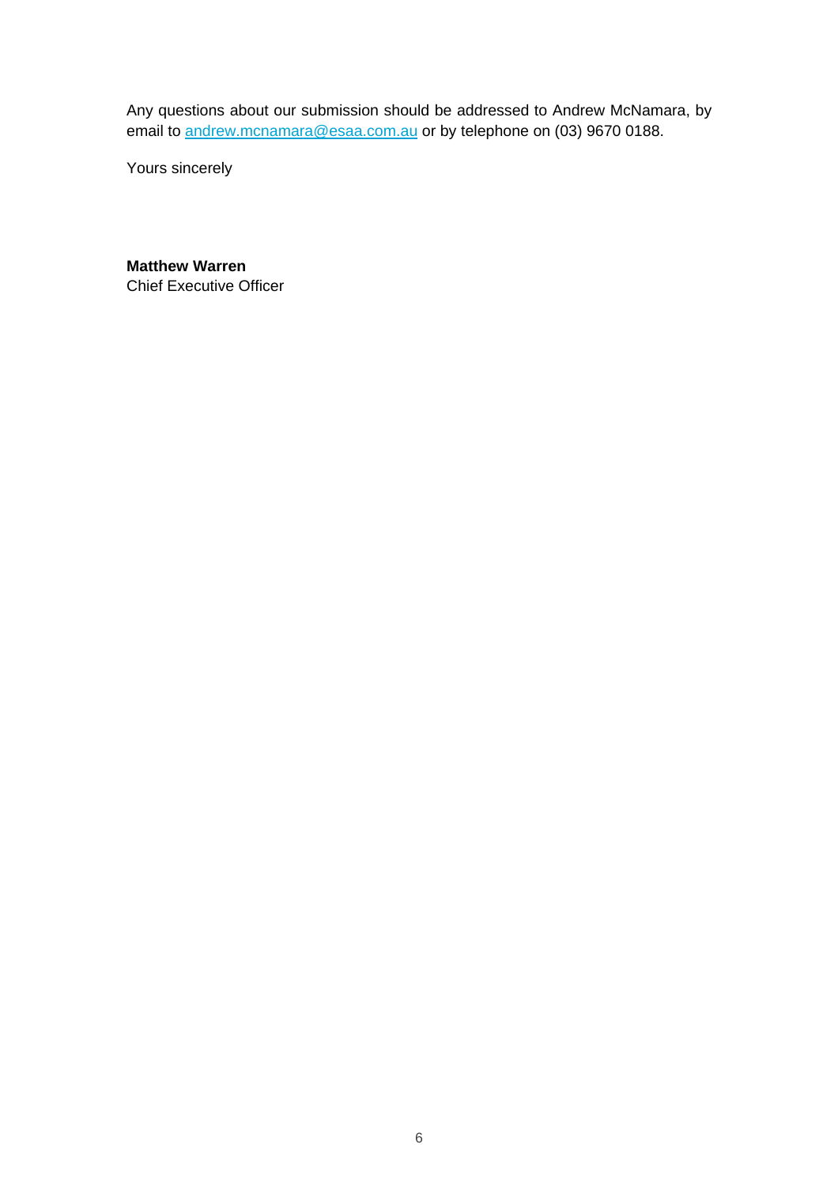Any questions about our submission should be addressed to Andrew McNamara, by email to andrew.mcnamara@esaa.com.au or by telephone on (03) 9670 0188.

Yours sincerely

**Matthew Warren**
Chief Executive Officer